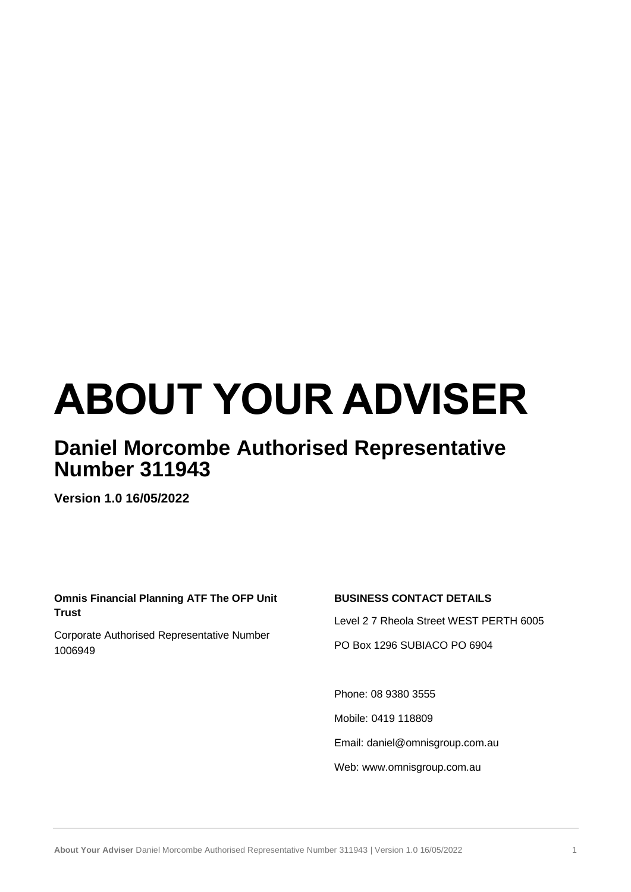# ABOUT YOUR ADVISER

## Daniel Morcombe Authorised Representative Number 311943

**Version 1.0 16/05/2022**

**Omnis Financial Planning ATF The OFP Unit Trust**

Corporate Authorised Representative Number 1006949

**BUSINESS CONTACT DETAILS**

Level 2 7 Rheola Street WEST PERTH 6005

PO Box 1296 SUBIACO PO 6904

Phone: 08 9380 3555

Mobile: 0419 118809

Email: daniel@omnisgroup.com.au

Web: www.omnisgroup.com.au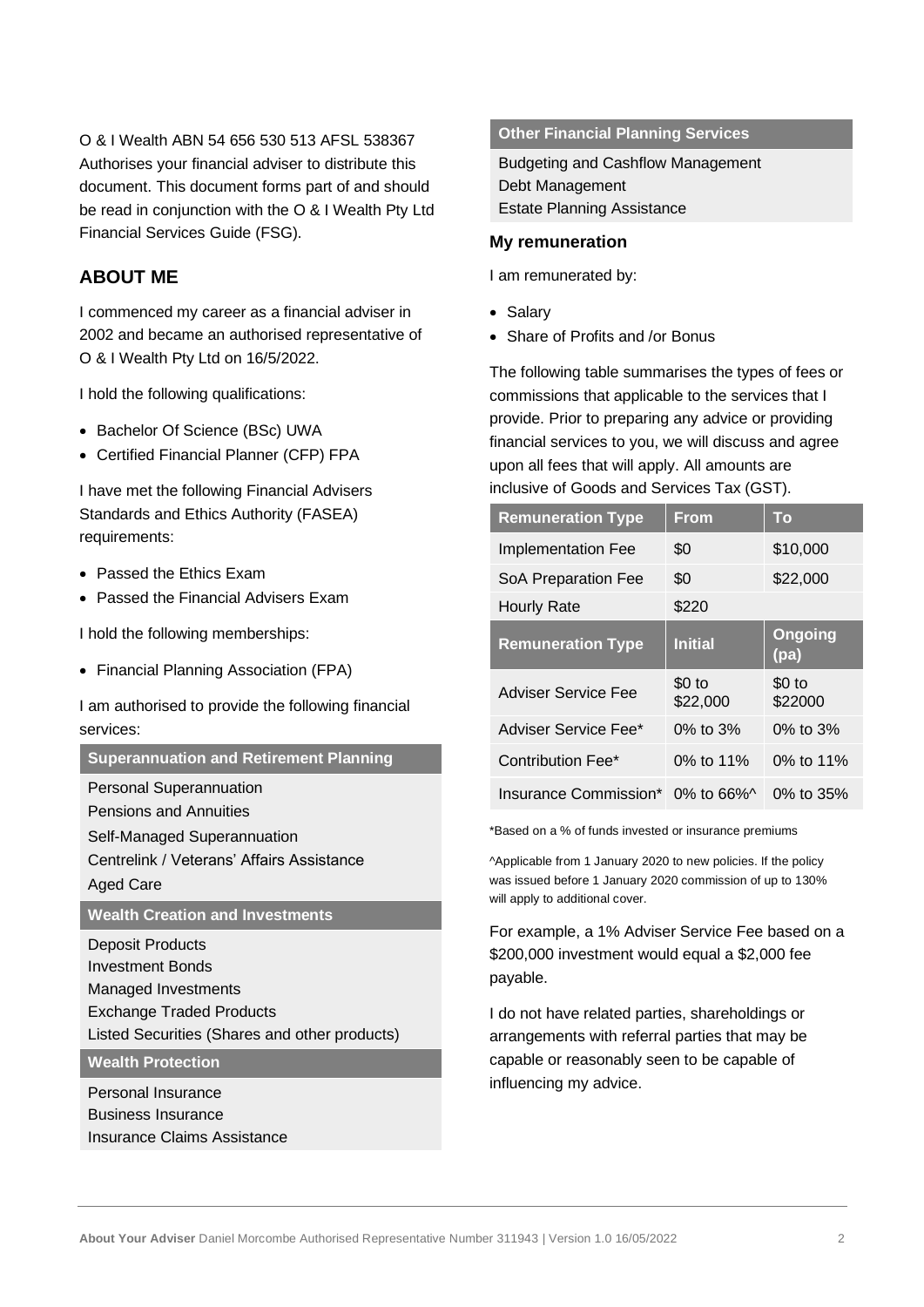O & I Wealth ABN 54 656 530 513 AFSL 538367 Authorises your financial adviser to distribute this document. This document forms part of and should be read in conjunction with the O & I Wealth Pty Ltd Financial Services Guide (FSG).

## ABOUT ME

I commenced my career as a financial adviser in 2002 and became an authorised representative of O & I Wealth Pty Ltd on 16/5/2022.

I hold the following qualifications:

- Bachelor Of Science (BSc) UWA
- Certified Financial Planner (CFP) FPA

I have met the following Financial Advisers Standards and Ethics Authority (FASEA) requirements:

- Passed the Ethics Exam
- Passed the Financial Advisers Exam

I hold the following memberships:

- Financial Planning Association (FPA)

I am authorised to provide the following financial services:

| Superannuation and Retirement Planning |
|---|
| Personal Superannuation |
| Pensions and Annuities |
| Self-Managed Superannuation |
| Centrelink / Veterans' Affairs Assistance |
| Aged Care |

| Wealth Creation and Investments |
|---|
| Deposit Products |
| Investment Bonds |
| Managed Investments |
| Exchange Traded Products |
| Listed Securities (Shares and other products) |

| Wealth Protection |
|---|
| Personal Insurance |
| Business Insurance |
| Insurance Claims Assistance |

| Other Financial Planning Services |
|---|
| Budgeting and Cashflow Management |
| Debt Management |
| Estate Planning Assistance |

### My remuneration

I am remunerated by:

- Salary
- Share of Profits and /or Bonus

The following table summarises the types of fees or commissions that applicable to the services that I provide. Prior to preparing any advice or providing financial services to you, we will discuss and agree upon all fees that will apply. All amounts are inclusive of Goods and Services Tax (GST).

| Remuneration Type | From | To |
|---|---|---|
| Implementation Fee | $0 | $10,000 |
| SoA Preparation Fee | $0 | $22,000 |
| Hourly Rate | $220 | |
| **Remuneration Type** | **Initial** | **Ongoing (pa)** |
| Adviser Service Fee | $0 to $22,000 | $0 to $22000 |
| Adviser Service Fee* | 0% to 3% | 0% to 3% |
| Contribution Fee* | 0% to 11% | 0% to 11% |
| Insurance Commission* | 0% to 66%^ | 0% to 35% |

*Based on a % of funds invested or insurance premiums

^Applicable from 1 January 2020 to new policies. If the policy was issued before 1 January 2020 commission of up to 130% will apply to additional cover.

For example, a 1% Adviser Service Fee based on a $200,000 investment would equal a $2,000 fee payable.

I do not have related parties, shareholdings or arrangements with referral parties that may be capable or reasonably seen to be capable of influencing my advice.

**About Your Adviser** Daniel Morcombe Authorised Representative Number 311943 | Version 1.0 16/05/2022